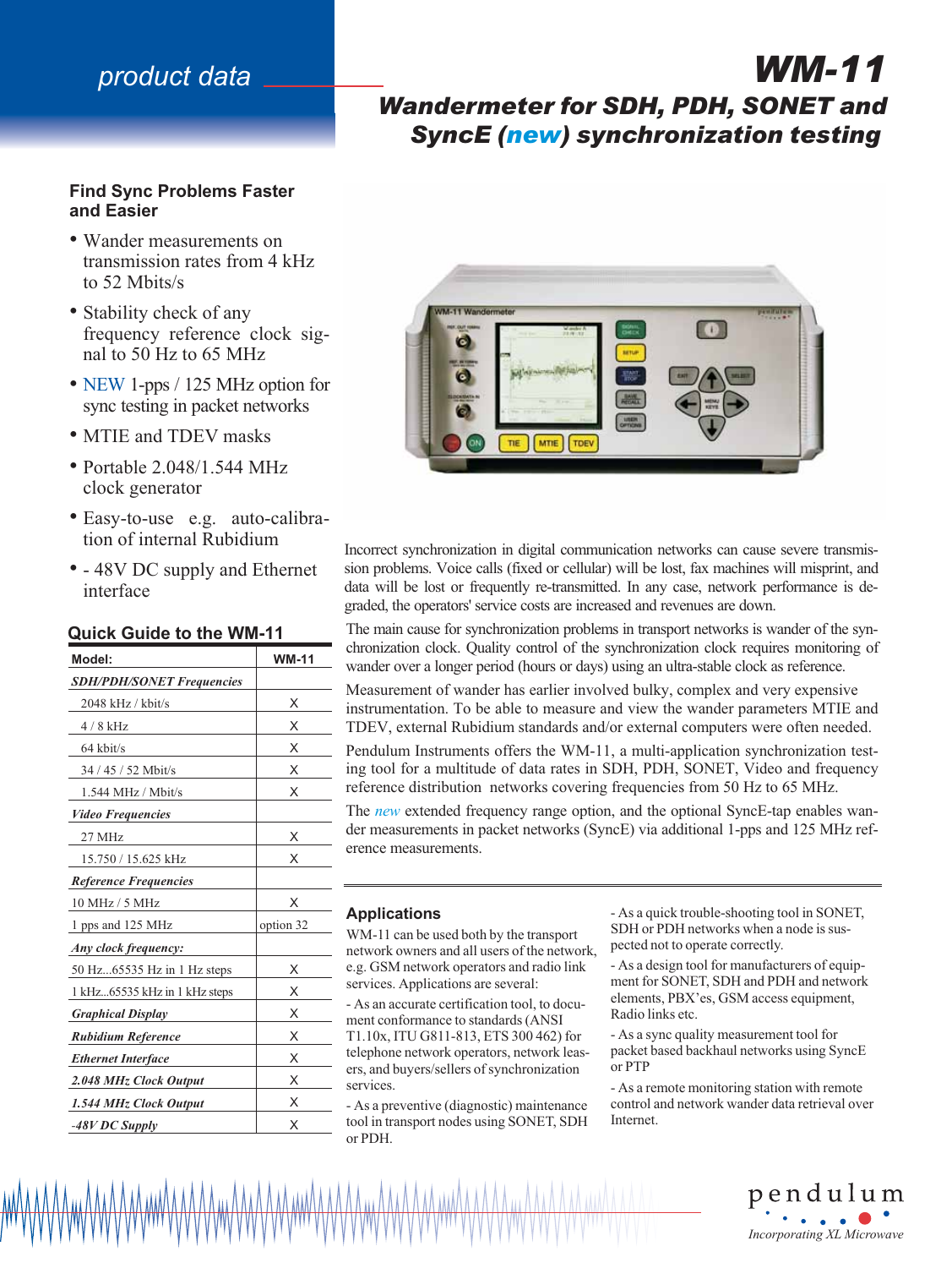product data

# WM-11

## Wandermeter for SDH, PDH, SONET and SyncE (*new*) synchronization testing

### Find Sync Problems Faster and Easier

- Wander measurements on transmission rates from 4 kHz to 52 Mbits/s
- Stability check of any frequency reference clock signal to 50 Hz to 65 MHz
- NEW 1-pps / 125 MHz option for sync testing in packet networks
- MTIE and TDEV masks
- Portable 2.048/1.544 MHz clock generator
- Easy-to-use e.g. auto-calibration of internal Rubidium
- - 48V DC supply and Ethernet interface

### Quick Guide to the WM-11

| Model: | WM-11 |
|---|---|
| ***SDH/PDH/SONET Frequencies*** | |
| 2048 kHz / kbit/s | X |
| 4 / 8 kHz | X |
| 64 kbit/s | X |
| 34 / 45 / 52 Mbit/s | X |
| 1.544 MHz / Mbit/s | X |
| ***Video Frequencies*** | |
| 27 MHz | X |
| 15.750 / 15.625 kHz | X |
| ***Reference Frequencies*** | |
| 10 MHz / 5 MHz | X |
| 1 pps and 125 MHz | option 32 |
| ***Any clock frequency:*** | |
| 50 Hz...65535 Hz in 1 Hz steps | X |
| 1 kHz...65535 kHz in 1 kHz steps | X |
| ***Graphical Display*** | X |
| ***Rubidium Reference*** | X |
| ***Ethernet Interface*** | X |
| ***2.048 MHz Clock Output*** | X |
| ***1.544 MHz Clock Output*** | X |
| ***-48V DC Supply*** | X |

Incorrect synchronization in digital communication networks can cause severe transmission problems. Voice calls (fixed or cellular) will be lost, fax machines will misprint, and data will be lost or frequently re-transmitted. In any case, network performance is degraded, the operators' service costs are increased and revenues are down.

The main cause for synchronization problems in transport networks is wander of the synchronization clock. Quality control of the synchronization clock requires monitoring of wander over a longer period (hours or days) using an ultra-stable clock as reference.

Measurement of wander has earlier involved bulky, complex and very expensive instrumentation. To be able to measure and view the wander parameters MTIE and TDEV, external Rubidium standards and/or external computers were often needed.

Pendulum Instruments offers the WM-11, a multi-application synchronization testing tool for a multitude of data rates in SDH, PDH, SONET, Video and frequency reference distribution networks covering frequencies from 50 Hz to 65 MHz.

The *new* extended frequency range option, and the optional SyncE-tap enables wander measurements in packet networks (SyncE) via additional 1-pps and 125 MHz reference measurements.

### Applications

WM-11 can be used both by the transport network owners and all users of the network, e.g. GSM network operators and radio link services. Applications are several:

- As an accurate certification tool, to document conformance to standards (ANSI T1.10x, ITU G811-813, ETS 300 462) for telephone network operators, network leasers, and buyers/sellers of synchronization services.

- As a preventive (diagnostic) maintenance tool in transport nodes using SONET, SDH or PDH.

- As a quick trouble-shooting tool in SONET, SDH or PDH networks when a node is suspected not to operate correctly.

- As a design tool for manufacturers of equipment for SONET, SDH and PDH and network elements, PBX'es, GSM access equipment, Radio links etc.

- As a sync quality measurement tool for packet based backhaul networks using SyncE or PTP

- As a remote monitoring station with remote control and network wander data retrieval over Internet.

pendulum
*Incorporating XL Microwave*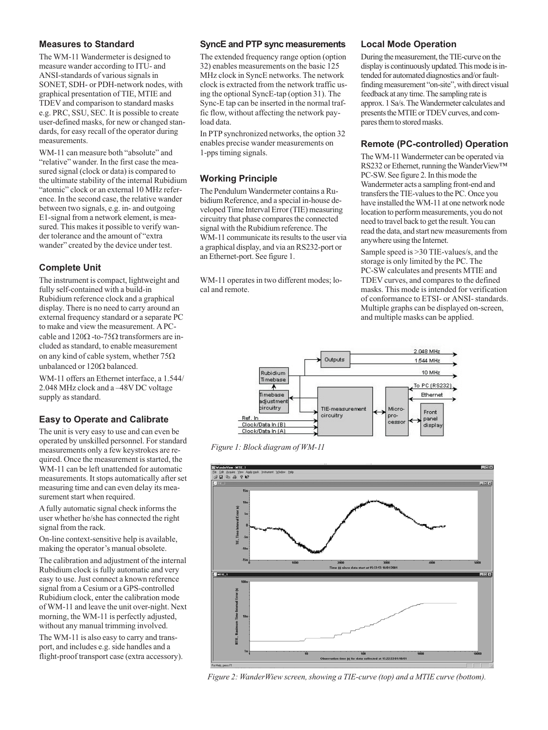## Measures to Standard

The WM-11 Wandermeter is designed to measure wander according to ITU- and ANSI-standards of various signals in SONET, SDH- or PDH-network nodes, with graphical presentation of TIE, MTIE and TDEV and comparison to standard masks e.g. PRC, SSU, SEC. It is possible to create user-defined masks, for new or changed standards, for easy recall of the operator during measurements.

WM-11 can measure both “absolute” and “relative” wander. In the first case the measured signal (clock or data) is compared to the ultimate stability of the internal Rubidium “atomic” clock or an external 10 MHz reference. In the second case, the relative wander between two signals, e.g. in- and outgoing E1-signal from a network element, is measured. This makes it possible to verify wander tolerance and the amount of “extra wander” created by the device under test.

## Complete Unit

The instrument is compact, lightweight and fully self-contained with a build-in Rubidium reference clock and a graphical display. There is no need to carry around an external frequency standard or a separate PC to make and view the measurement. A PC-cable and 120Ω -to-75Ω transformers are included as standard, to enable measurement on any kind of cable system, whether 75Ω unbalanced or 120Ω balanced.

WM-11 offers an Ethernet interface, a 1.544/ 2.048 MHz clock and a –48V DC voltage supply as standard.

## Easy to Operate and Calibrate

The unit is very easy to use and can even be operated by unskilled personnel. For standard measurements only a few keystrokes are required. Once the measurement is started, the WM-11 can be left unattended for automatic measurements. It stops automatically after set measuring time and can even delay its measurement start when required.

A fully automatic signal check informs the user whether he/she has connected the right signal from the rack.

On-line context-sensitive help is available, making the operator’s manual obsolete.

The calibration and adjustment of the internal Rubidium clock is fully automatic and very easy to use. Just connect a known reference signal from a Cesium or a GPS-controlled Rubidium clock, enter the calibration mode of WM-11 and leave the unit over-night. Next morning, the WM-11 is perfectly adjusted, without any manual trimming involved.

The WM-11 is also easy to carry and transport, and includes e.g. side handles and a flight-proof transport case (extra accessory).

## SyncE and PTP sync measurements

The extended frequency range option (option 32) enables measurements on the basic 125 MHz clock in SyncE networks. The network clock is extracted from the network traffic using the optional SyncE-tap (option 31). The Sync-E tap can be inserted in the normal traffic flow, without affecting the network payload data.

In PTP synchronized networks, the option 32 enables precise wander measurements on 1-pps timing signals.

## Working Principle

The Pendulum Wandermeter contains a Rubidium Reference, and a special in-house developed Time Interval Error (TIE) measuring circuitry that phase compares the connected signal with the Rubidium reference. The WM-11 communicate its results to the user via a graphical display, and via an RS232-port or an Ethernet-port. See figure 1.

WM-11 operates in two different modes; local and remote.

## Local Mode Operation

During the measurement, the TIE-curve on the display is continuously updated. This mode is intended for automated diagnostics and/or fault-finding measurement “on-site”, with direct visual feedback at any time. The sampling rate is approx. 1 Sa/s. The Wandermeter calculates and presents the MTIE or TDEV curves, and compares them to stored masks.

## Remote (PC-controlled) Operation

The WM-11 Wandermeter can be operated via RS232 or Ethernet, running the WanderView™ PC-SW. See figure 2. In this mode the Wandermeter acts a sampling front-end and transfers the TIE-values to the PC. Once you have installed the WM-11 at one network node location to perform measurements, you do not need to travel back to get the result. You can read the data, and start new measurements from anywhere using the Internet.

Sample speed is >30 TIE-values/s, and the storage is only limited by the PC. The PC-SW calculates and presents MTIE and TDEV curves, and compares to the defined masks. This mode is intended for verification of conformance to ETSI- or ANSI- standards. Multiple graphs can be displayed on-screen, and multiple masks can be applied.

*Figure 1: Block diagram of WM-11*

*Figure 2: WanderWiew screen, showing a TIE-curve (top) and a MTIE curve (bottom).*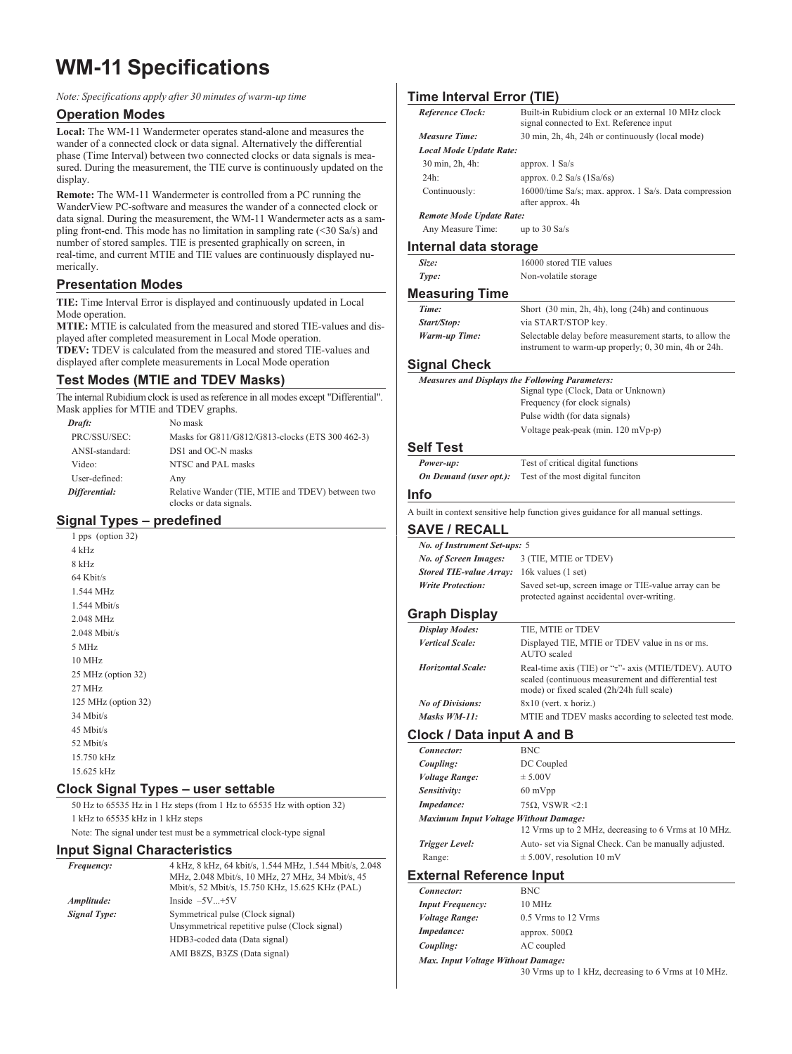# WM-11 Specifications

*Note: Specifications apply after 30 minutes of warm-up time*

## Operation Modes

**Local:** The WM-11 Wandermeter operates stand-alone and measures the wander of a connected clock or data signal. Alternatively the differential phase (Time Interval) between two connected clocks or data signals is measured. During the measurement, the TIE curve is continuously updated on the display.

**Remote:** The WM-11 Wandermeter is controlled from a PC running the WanderView PC-software and measures the wander of a connected clock or data signal. During the measurement, the WM-11 Wandermeter acts as a sampling front-end. This mode has no limitation in sampling rate (<30 Sa/s) and number of stored samples. TIE is presented graphically on screen, in real-time, and current MTIE and TIE values are continuously displayed numerically.

## Presentation Modes

**TIE:** Time Interval Error is displayed and continuously updated in Local Mode operation.
**MTIE:** MTIE is calculated from the measured and stored TIE-values and displayed after completed measurement in Local Mode operation.
**TDEV:** TDEV is calculated from the measured and stored TIE-values and displayed after complete measurements in Local Mode operation

## Test Modes (MTIE and TDEV Masks)

The internal Rubidium clock is used as reference in all modes except "Differential". Mask applies for MTIE and TDEV graphs.

| | |
|---|---|
| ***Draft:*** | No mask |
| PRC/SSU/SEC: | Masks for G811/G812/G813-clocks (ETS 300 462-3) |
| ANSI-standard: | DS1 and OC-N masks |
| Video: | NTSC and PAL masks |
| User-defined: | Any |
| ***Differential:*** | Relative Wander (TIE, MTIE and TDEV) between two clocks or data signals. |

## Signal Types – predefined

- 1 pps (option 32)
- 4 kHz
- 8 kHz
- 64 Kbit/s
- 1.544 MHz
- 1.544 Mbit/s
- 2.048 MHz
- 2.048 Mbit/s
- 5 MHz
- 10 MHz
- 25 MHz (option 32)
- 27 MHz
- 125 MHz (option 32)
- 34 Mbit/s
- 45 Mbit/s
- 52 Mbit/s
- 15.750 kHz
- 15.625 kHz

## Clock Signal Types – user settable

50 Hz to 65535 Hz in 1 Hz steps (from 1 Hz to 65535 Hz with option 32)
1 kHz to 65535 kHz in 1 kHz steps
Note: The signal under test must be a symmetrical clock-type signal

## Input Signal Characteristics

| | |
|---|---|
| ***Frequency:*** | 4 kHz, 8 kHz, 64 kbit/s, 1.544 MHz, 1.544 Mbit/s, 2.048 MHz, 2.048 Mbit/s, 10 MHz, 27 MHz, 34 Mbit/s, 45 Mbit/s, 52 Mbit/s, 15.750 KHz, 15.625 KHz (PAL) |
| ***Amplitude:*** | Inside –5V...+5V |
| ***Signal Type:*** | Symmetrical pulse (Clock signal) |
| | Unsymmetrical repetitive pulse (Clock signal) |
| | HDB3-coded data (Data signal) |
| | AMI B8ZS, B3ZS (Data signal) |

## Time Interval Error (TIE)

| | |
|---|---|
| ***Reference Clock:*** | Built-in Rubidium clock or an external 10 MHz clock signal connected to Ext. Reference input |
| ***Measure Time:*** | 30 min, 2h, 4h, 24h or continuously (local mode) |
| ***Local Mode Update Rate:*** | |
| 30 min, 2h, 4h: | approx. 1 Sa/s |
| 24h: | approx. 0.2 Sa/s (1Sa/6s) |
| Continuously: | 16000/time Sa/s; max. approx. 1 Sa/s. Data compression after approx. 4h |
| ***Remote Mode Update Rate:*** | |
| Any Measure Time: | up to 30 Sa/s |

## Internal data storage

| | |
|---|---|
| ***Size:*** | 16000 stored TIE values |
| ***Type:*** | Non-volatile storage |

## Measuring Time

| | |
|---|---|
| ***Time:*** | Short (30 min, 2h, 4h), long (24h) and continuous |
| ***Start/Stop:*** | via START/STOP key. |
| ***Warm-up Time:*** | Selectable delay before measurement starts, to allow the instrument to warm-up properly; 0, 30 min, 4h or 24h. |

## Signal Check

***Measures and Displays the Following Parameters:***
- Signal type (Clock, Data or Unknown)
- Frequency (for clock signals)
- Pulse width (for data signals)
- Voltage peak-peak (min. 120 mVp-p)

## Self Test

| | |
|---|---|
| ***Power-up:*** | Test of critical digital functions |
| ***On Demand (user opt.):*** | Test of the most digital funciton |

## Info

A built in context sensitive help function gives guidance for all manual settings.

## SAVE / RECALL

| | |
|---|---|
| ***No. of Instrument Set-ups:*** | 5 |
| ***No. of Screen Images:*** | 3 (TIE, MTIE or TDEV) |
| ***Stored TIE-value Array:*** | 16k values (1 set) |
| ***Write Protection:*** | Saved set-up, screen image or TIE-value array can be protected against accidental over-writing. |

## Graph Display

| | |
|---|---|
| ***Display Modes:*** | TIE, MTIE or TDEV |
| ***Vertical Scale:*** | Displayed TIE, MTIE or TDEV value in ns or ms. AUTO scaled |
| ***Horizontal Scale:*** | Real-time axis (TIE) or "τ"- axis (MTIE/TDEV). AUTO scaled (continuous measurement and differential test mode) or fixed scaled (2h/24h full scale) |
| ***No of Divisions:*** | 8x10 (vert. x horiz.) |
| ***Masks WM-11:*** | MTIE and TDEV masks according to selected test mode. |

## Clock / Data input A and B

| | |
|---|---|
| ***Connector:*** | BNC |
| ***Coupling:*** | DC Coupled |
| ***Voltage Range:*** | ± 5.00V |
| ***Sensitivity:*** | 60 mVpp |
| ***Impedance:*** | 75Ω, VSWR <2:1 |
| ***Maximum Input Voltage Without Damage:*** | |
| | 12 Vrms up to 2 MHz, decreasing to 6 Vrms at 10 MHz. |
| ***Trigger Level:*** | Auto- set via Signal Check. Can be manually adjusted. |
| Range: | ± 5.00V, resolution 10 mV |

## External Reference Input

| | |
|---|---|
| ***Connector:*** | BNC |
| ***Input Frequency:*** | 10 MHz |
| ***Voltage Range:*** | 0.5 Vrms to 12 Vrms |
| ***Impedance:*** | approx. 500Ω |
| ***Coupling:*** | AC coupled |
| ***Max. Input Voltage Without Damage:*** | |
| | 30 Vrms up to 1 kHz, decreasing to 6 Vrms at 10 MHz. |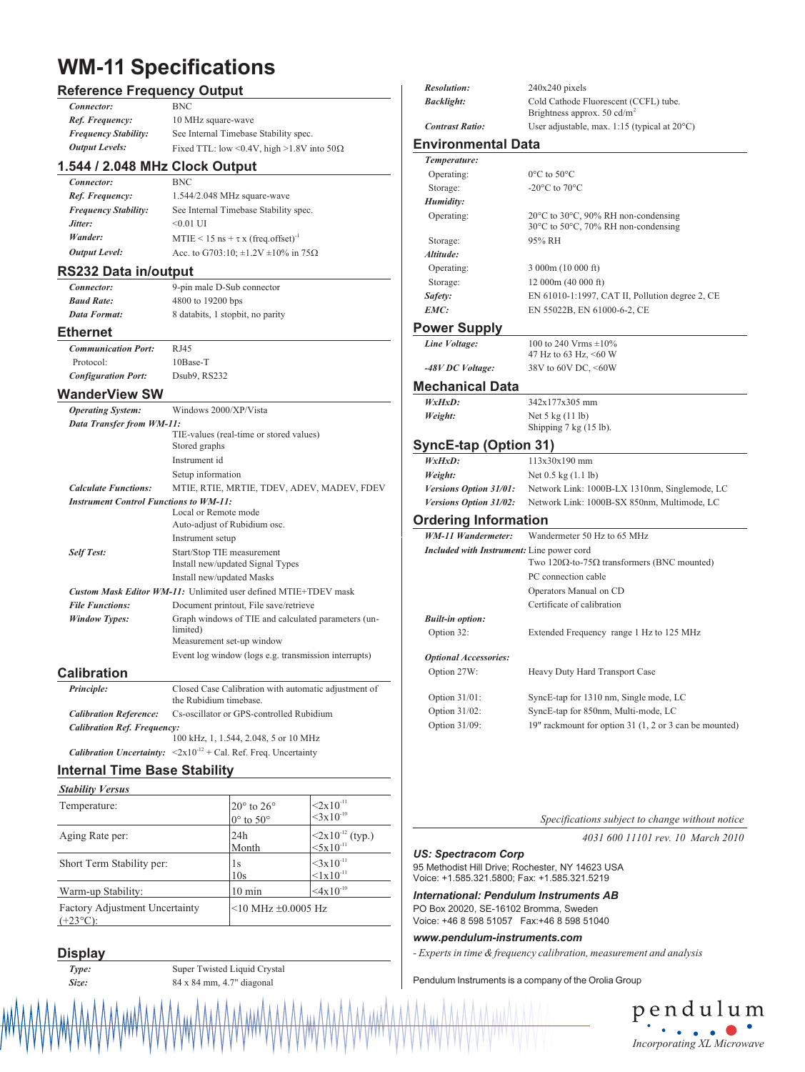# WM-11 Specifications

## Reference Frequency Output

| | |
|---|---|
| *Connector:* | BNC |
| *Ref. Frequency:* | 10 MHz square-wave |
| *Frequency Stability:* | See Internal Timebase Stability spec. |
| *Output Levels:* | Fixed TTL: low <0.4V, high >1.8V into 50Ω |

## 1.544 / 2.048 MHz Clock Output

| | |
|---|---|
| *Connector:* | BNC |
| *Ref. Frequency:* | 1.544/2.048 MHz square-wave |
| *Frequency Stability:* | See Internal Timebase Stability spec. |
| *Jitter:* | <0.01 UI |
| *Wander:* | MTIE < 15 ns + τ x (freq.offset)$^{-1}$ |
| *Output Level:* | Acc. to G703:10; ±1.2V ±10% in 75Ω |

## RS232 Data in/output

| | |
|---|---|
| *Connector:* | 9-pin male D-Sub connector |
| *Baud Rate:* | 4800 to 19200 bps |
| *Data Format:* | 8 databits, 1 stopbit, no parity |

## Ethernet

| | |
|---|---|
| *Communication Port:* | RJ45 |
| Protocol: | 10Base-T |
| *Configuration Port:* | Dsub9, RS232 |

## WanderView SW

| | |
|---|---|
| *Operating System:* | Windows 2000/XP/Vista |
| *Data Transfer from WM-11:* | |
| | TIE-values (real-time or stored values) |
| | Stored graphs |
| | Instrument id |
| | Setup information |
| *Calculate Functions:* | MTIE, RTIE, MRTIE, TDEV, ADEV, MADEV, FDEV |
| *Instrument Control Functions to WM-11:* | |
| | Local or Remote mode |
| | Auto-adjust of Rubidium osc. |
| | Instrument setup |
| *Self Test:* | Start/Stop TIE measurement |
| | Install new/updated Signal Types |
| | Install new/updated Masks |
| *Custom Mask Editor WM-11:* | Unlimited user defined MTIE+TDEV mask |
| *File Functions:* | Document printout, File save/retrieve |
| *Window Types:* | Graph windows of TIE and calculated parameters (unlimited) |
| | Measurement set-up window |
| | Event log window (logs e.g. transmission interrupts) |

## Calibration

| | |
|---|---|
| *Principle:* | Closed Case Calibration with automatic adjustment of the Rubidium timebase. |
| *Calibration Reference:* | Cs-oscillator or GPS-controlled Rubidium |
| *Calibration Ref. Frequency:* | |
| | 100 kHz, 1, 1.544, 2.048, 5 or 10 MHz |
| *Calibration Uncertainty:* | $<2x10^{-12}$ + Cal. Ref. Freq. Uncertainty |

## Internal Time Base Stability

| *Stability Versus* | | |
|---|---|---|
| Temperature: | 20° to 26°<br>0° to 50° | $<2x10^{-11}$<br>$<3x10^{-10}$ |
| Aging Rate per: | 24h<br>Month | $<2x10^{-12}$ (typ.)<br>$<5x10^{-11}$ |
| Short Term Stability per: | 1s<br>10s | $<3x10^{-11}$<br>$<1x10^{-11}$ |
| Warm-up Stability: | 10 min | $<4x10^{-10}$ |
| Factory Adjustment Uncertainty (+23°C): | <10 MHz ±0.0005 Hz | |

## Display

| | |
|---|---|
| *Type:* | Super Twisted Liquid Crystal |
| *Size:* | 84 x 84 mm, 4.7" diagonal |
| *Resolution:* | 240x240 pixels |
| *Backlight:* | Cold Cathode Fluorescent (CCFL) tube. Brightness approx. 50 cd/m$^2$ |
| *Contrast Ratio:* | User adjustable, max. 1:15 (typical at 20°C) |

## Environmental Data

| | |
|---|---|
| *Temperature:* | |
| Operating: | 0°C to 50°C |
| Storage: | -20°C to 70°C |
| *Humidity:* | |
| Operating: | 20°C to 30°C, 90% RH non-condensing<br>30°C to 50°C, 70% RH non-condensing |
| Storage: | 95% RH |
| *Altitude:* | |
| Operating: | 3 000m (10 000 ft) |
| Storage: | 12 000m (40 000 ft) |
| *Safety:* | EN 61010-1:1997, CAT II, Pollution degree 2, CE |
| *EMC:* | EN 55022B, EN 61000-6-2, CE |

## Power Supply

| | |
|---|---|
| *Line Voltage:* | 100 to 240 Vrms ±10%<br>47 Hz to 63 Hz, <60 W |
| *-48V DC Voltage:* | 38V to 60V DC, <60W |

## Mechanical Data

| | |
|---|---|
| *WxHxD:* | 342x177x305 mm |
| *Weight:* | Net 5 kg (11 lb)<br>Shipping 7 kg (15 lb). |

## SyncE-tap (Option 31)

| | |
|---|---|
| *WxHxD:* | 113x30x190 mm |
| *Weight:* | Net 0.5 kg (1.1 lb) |
| *Versions Option 31/01:* | Network Link: 1000B-LX 1310nm, Singlemode, LC |
| *Versions Option 31/02:* | Network Link: 1000B-SX 850nm, Multimode, LC |

## Ordering Information

| | |
|---|---|
| *WM-11 Wandermeter:* | Wandermeter 50 Hz to 65 MHz |
| *Included with Instrument:* | Line power cord |
| | Two 120Ω-to-75Ω transformers (BNC mounted) |
| | PC connection cable |
| | Operators Manual on CD |
| | Certificate of calibration |
| *Built-in option:* | |
| Option 32: | Extended Frequency range 1 Hz to 125 MHz |
| *Optional Accessories:* | |
| Option 27W: | Heavy Duty Hard Transport Case |
| Option 31/01: | SyncE-tap for 1310 nm, Single mode, LC |
| Option 31/02: | SyncE-tap for 850nm, Multi-mode, LC |
| Option 31/09: | 19" rackmount for option 31 (1, 2 or 3 can be mounted) |

*Specifications subject to change without notice*

*4031 600 11101 rev. 10 March 2010*

***US: Spectracom Corp***
95 Methodist Hill Drive; Rochester, NY 14623 USA
Voice: +1.585.321.5800; Fax: +1.585.321.5219

***International: Pendulum Instruments AB***
PO Box 20020, SE-16102 Bromma, Sweden
Voice: +46 8 598 51057 Fax:+46 8 598 51040

***www.pendulum-instruments.com***

*- Experts in time & frequency calibration, measurement and analysis*

Pendulum Instruments is a company of the Orolia Group

pendulum

*Incorporating XL Microwave*